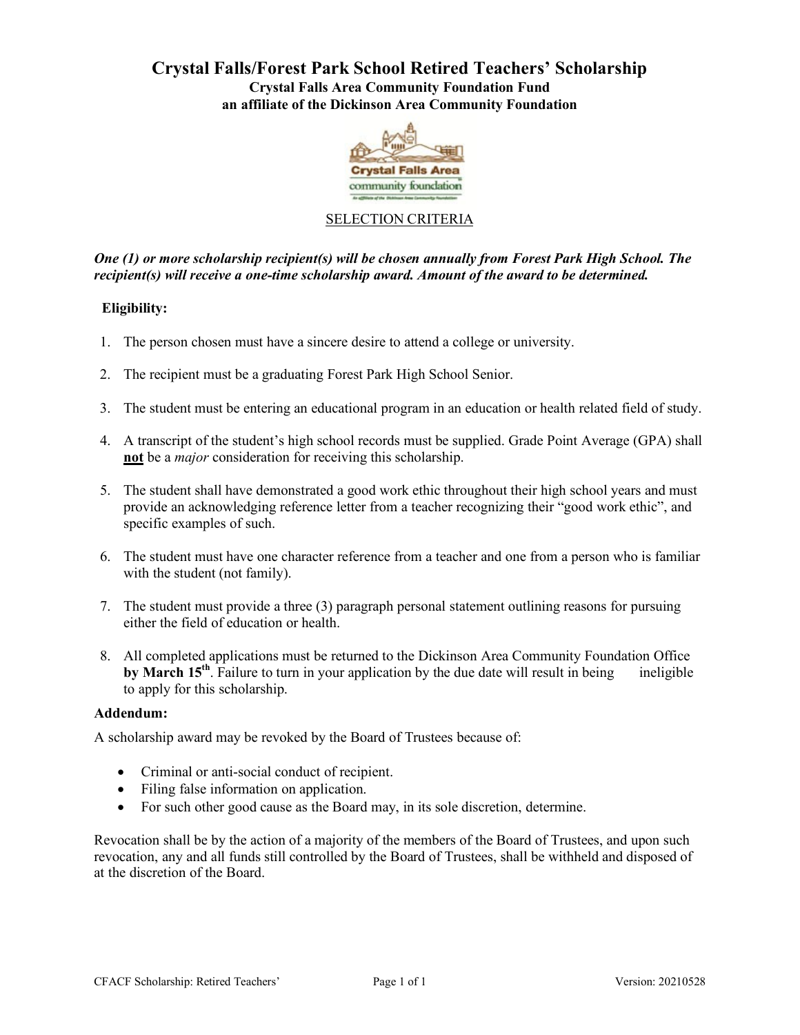# Crystal Falls/Forest Park School Retired Teachers' Scholarship

**Crystal Falls Area Community Foundation Fund**
**an affiliate of the Dickinson Area Community Foundation**

SELECTION CRITERIA

***One (1) or more scholarship recipient(s) will be chosen annually from Forest Park High School. The recipient(s) will receive a one-time scholarship award. Amount of the award to be determined.***

**Eligibility:**

1. The person chosen must have a sincere desire to attend a college or university.
2. The recipient must be a graduating Forest Park High School Senior.
3. The student must be entering an educational program in an education or health related field of study.
4. A transcript of the student's high school records must be supplied. Grade Point Average (GPA) shall **not** be a *major* consideration for receiving this scholarship.
5. The student shall have demonstrated a good work ethic throughout their high school years and must provide an acknowledging reference letter from a teacher recognizing their "good work ethic", and specific examples of such.
6. The student must have one character reference from a teacher and one from a person who is familiar with the student (not family).
7. The student must provide a three (3) paragraph personal statement outlining reasons for pursuing either the field of education or health.
8. All completed applications must be returned to the Dickinson Area Community Foundation Office **by March 15th**. Failure to turn in your application by the due date will result in being ineligible to apply for this scholarship.

**Addendum:**

A scholarship award may be revoked by the Board of Trustees because of:

- Criminal or anti-social conduct of recipient.
- Filing false information on application.
- For such other good cause as the Board may, in its sole discretion, determine.

Revocation shall be by the action of a majority of the members of the Board of Trustees, and upon such revocation, any and all funds still controlled by the Board of Trustees, shall be withheld and disposed of at the discretion of the Board.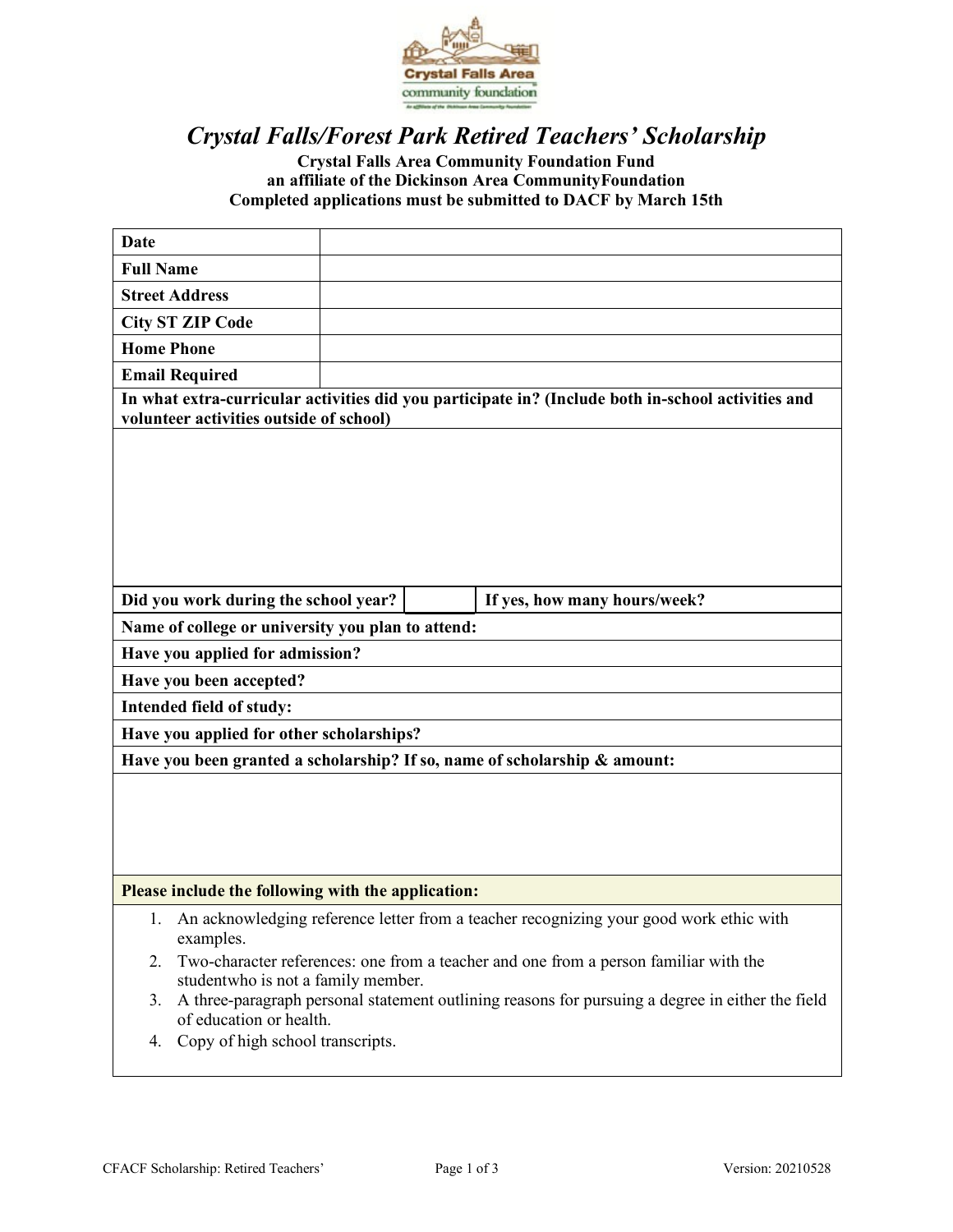# *Crystal Falls/Forest Park Retired Teachers' Scholarship*

**Crystal Falls Area Community Foundation Fund**
**an affiliate of the Dickinson Area CommunityFoundation**
**Completed applications must be submitted to DACF by March 15th**

| **Date** | |
|---|---|
| **Full Name** | |
| **Street Address** | |
| **City ST ZIP Code** | |
| **Home Phone** | |
| **Email Required** | |

**In what extra-curricular activities did you participate in? (Include both in-school activities and volunteer activities outside of school)**

| **Did you work during the school year?** | | **If yes, how many hours/week?** |
|---|---|---|

**Name of college or university you plan to attend:**

**Have you applied for admission?**

**Have you been accepted?**

**Intended field of study:**

**Have you applied for other scholarships?**

**Have you been granted a scholarship? If so, name of scholarship & amount:**

**Please include the following with the application:**

1. An acknowledging reference letter from a teacher recognizing your good work ethic with examples.
2. Two-character references: one from a teacher and one from a person familiar with the studentwho is not a family member.
3. A three-paragraph personal statement outlining reasons for pursuing a degree in either the field of education or health.
4. Copy of high school transcripts.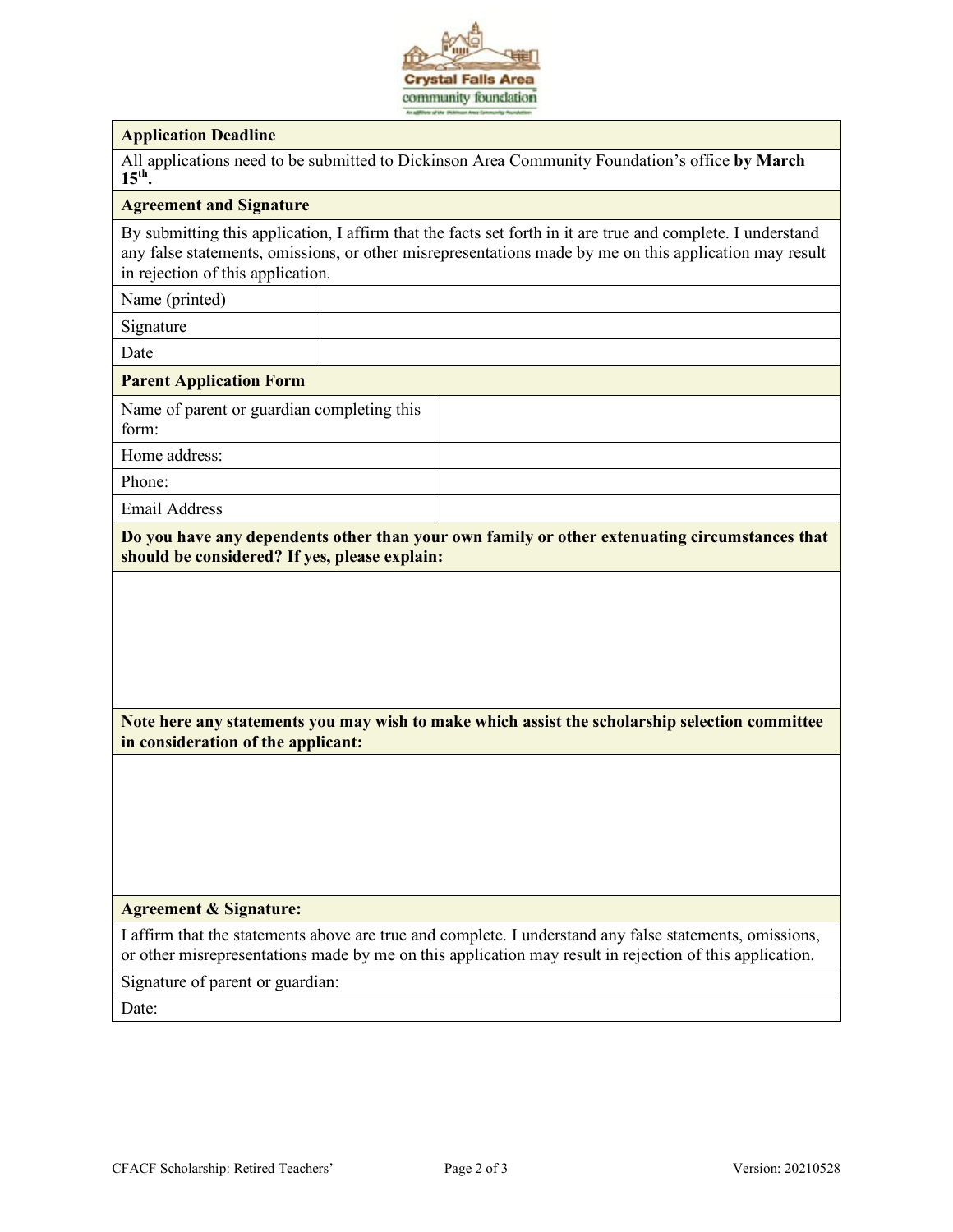| **Application Deadline** |
|---|
| All applications need to be submitted to Dickinson Area Community Foundation's office **by March 15th.** |

| **Agreement and Signature** | |
|---|---|
| By submitting this application, I affirm that the facts set forth in it are true and complete. I understand any false statements, omissions, or other misrepresentations made by me on this application may result in rejection of this application. | |
| Name (printed) | |
| Signature | |
| Date | |

| **Parent Application Form** | |
|---|---|
| Name of parent or guardian completing this form: | |
| Home address: | |
| Phone: | |
| Email Address | |

| **Do you have any dependents other than your own family or other extenuating circumstances that should be considered? If yes, please explain:** |
|---|
| |

| **Note here any statements you may wish to make which assist the scholarship selection committee in consideration of the applicant:** |
|---|
| |

| **Agreement & Signature:** |
|---|
| I affirm that the statements above are true and complete. I understand any false statements, omissions, or other misrepresentations made by me on this application may result in rejection of this application. |
| Signature of parent or guardian: |
| Date: |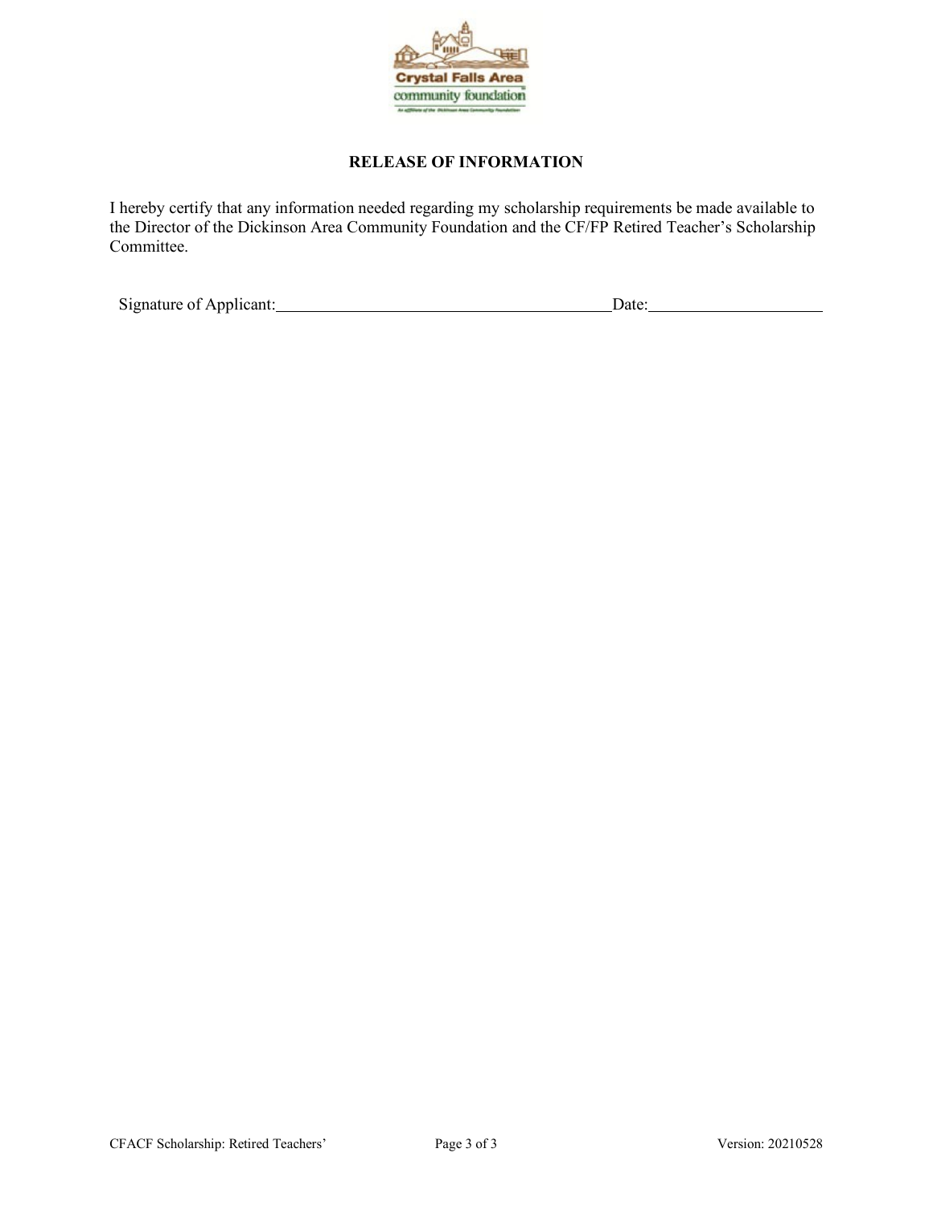# RELEASE OF INFORMATION

I hereby certify that any information needed regarding my scholarship requirements be made available to the Director of the Dickinson Area Community Foundation and the CF/FP Retired Teacher's Scholarship Committee.

Signature of Applicant:\_\_\_\_\_\_\_\_\_\_\_\_\_\_\_\_\_\_\_\_\_\_\_\_\_\_\_\_\_\_\_\_\_\_\_\_\_\_\_\_ Date:\_\_\_\_\_\_\_\_\_\_\_\_\_\_\_\_\_\_\_\_\_